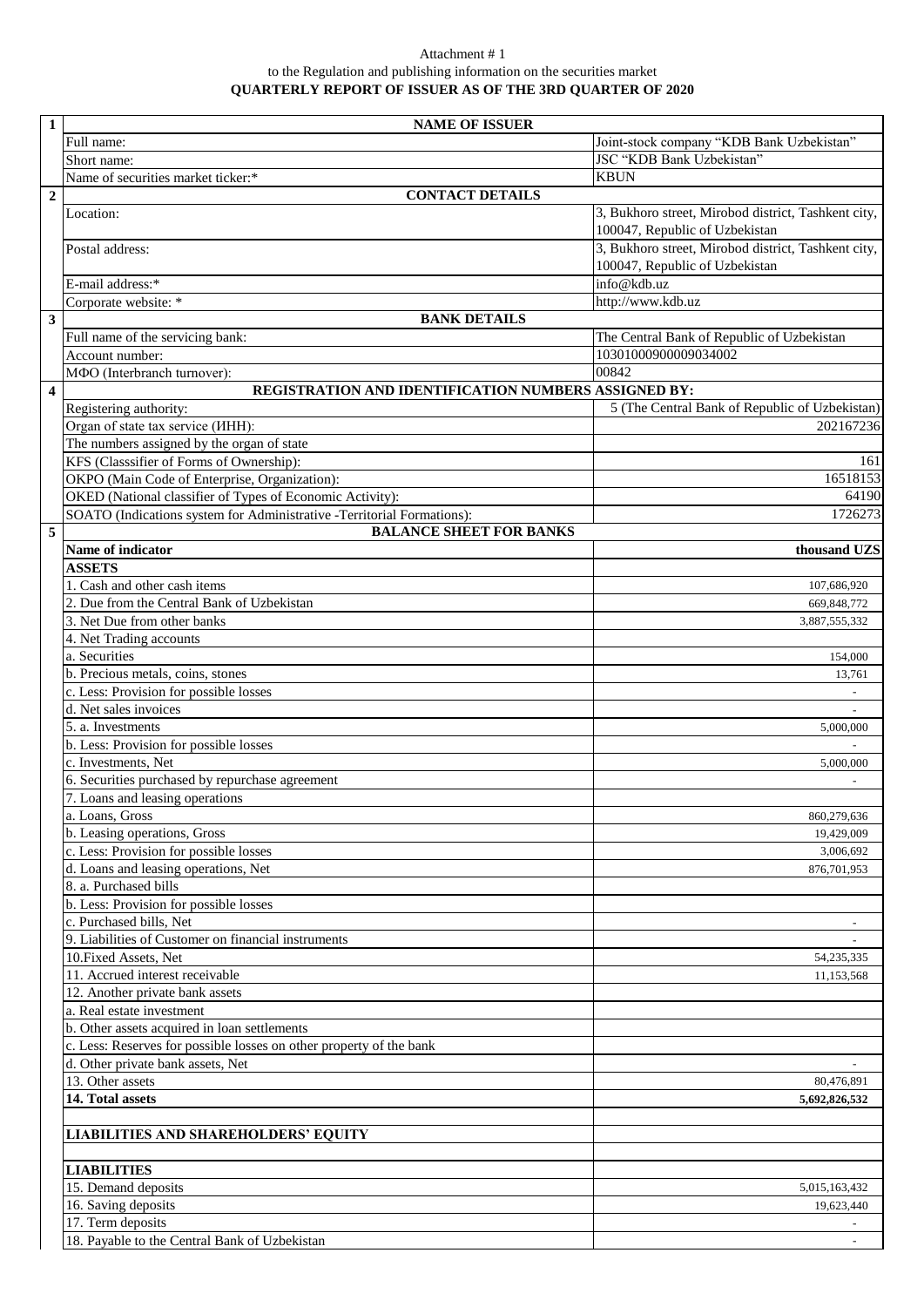Attachment # 1

to the Regulation and publishing information on the securities market

**QUARTERLY REPORT OF ISSUER AS OF THE 3RD QUARTER OF 2020**

| | | |
|---|---|---|
| **1** | **NAME OF ISSUER** | |
| | Full name: | Joint-stock company "KDB Bank Uzbekistan" |
| | Short name: | JSC "KDB Bank Uzbekistan" |
| | Name of securities market ticker:* | KBUN |
| **2** | **CONTACT DETAILS** | |
| | Location: | 3, Bukhoro street, Mirobod district, Tashkent city, 100047, Republic of Uzbekistan |
| | Postal address: | 3, Bukhoro street, Mirobod district, Tashkent city, 100047, Republic of Uzbekistan |
| | E-mail address:* | info@kdb.uz |
| | Corporate website: * | http://www.kdb.uz |
| **3** | **BANK DETAILS** | |
| | Full name of the servicing bank: | The Central Bank of Republic of Uzbekistan |
| | Account number: | 10301000900009034002 |
| | МФО (Interbranch turnover): | 00842 |
| **4** | **REGISTRATION AND IDENTIFICATION NUMBERS ASSIGNED BY:** | |
| | Registering authority: | 5 (The Central Bank of Republic of Uzbekistan) |
| | Organ of state tax service (ИНН): | 202167236 |
| | The numbers assigned by the organ of state | |
| | KFS (Classsifier of Forms of Ownership): | 161 |
| | OKPO (Main Code of Enterprise, Organization): | 16518153 |
| | OKED (National classifier of Types of Economic Activity): | 64190 |
| | SOATO (Indications system for Administrative -Territorial Formations): | 1726273 |
| **5** | **BALANCE SHEET FOR BANKS** | |
| | **Name of indicator** | **thousand UZS** |
| | **ASSETS** | |
| | 1. Cash and other cash items | 107,686,920 |
| | 2. Due from the Central Bank of Uzbekistan | 669,848,772 |
| | 3. Net Due from other banks | 3,887,555,332 |
| | 4. Net Trading accounts | |
| | a. Securities | 154,000 |
| | b. Precious metals, coins, stones | 13,761 |
| | c. Less: Provision for possible losses | - |
| | d. Net sales invoices | - |
| | 5. a. Investments | 5,000,000 |
| | b. Less: Provision for possible losses | - |
| | c. Investments, Net | 5,000,000 |
| | 6. Securities purchased by repurchase agreement | - |
| | 7. Loans and leasing operations | |
| | a. Loans, Gross | 860,279,636 |
| | b. Leasing operations, Gross | 19,429,009 |
| | c. Less: Provision for possible losses | 3,006,692 |
| | d. Loans and leasing operations, Net | 876,701,953 |
| | 8. a. Purchased bills | |
| | b. Less: Provision for possible losses | |
| | c. Purchased bills, Net | - |
| | 9. Liabilities of Customer on financial instruments | - |
| | 10.Fixed Assets, Net | 54,235,335 |
| | 11. Accrued interest receivable | 11,153,568 |
| | 12. Another private bank assets | |
| | a. Real estate investment | |
| | b. Other assets acquired in loan settlements | |
| | c. Less: Reserves for possible losses on other property of the bank | |
| | d. Other private bank assets, Net | - |
| | 13. Other assets | 80,476,891 |
| | **14. Total assets** | **5,692,826,532** |
| | | |
| | **LIABILITIES AND SHAREHOLDERS' EQUITY** | |
| | | |
| | **LIABILITIES** | |
| | 15. Demand deposits | 5,015,163,432 |
| | 16. Saving deposits | 19,623,440 |
| | 17. Term deposits | - |
| | 18. Payable to the Central Bank of Uzbekistan | - |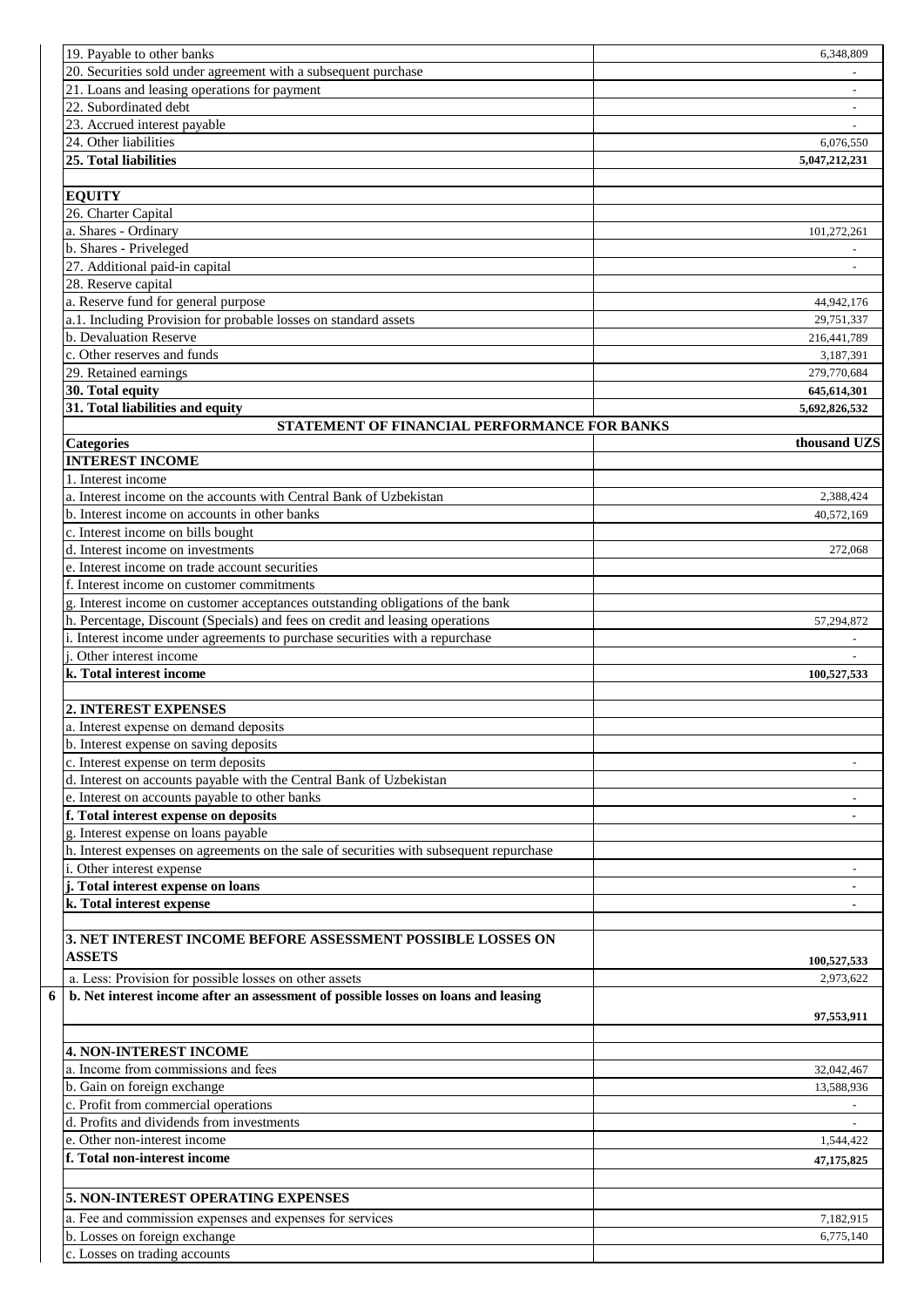| | |
|---|---|
| 19. Payable to other banks | 6,348,809 |
| 20. Securities sold under agreement with a subsequent purchase | - |
| 21. Loans and leasing operations for payment | - |
| 22. Subordinated debt | - |
| 23. Accrued interest payable | - |
| 24. Other liabilities | 6,076,550 |
| **25. Total liabilities** | **5,047,212,231** |
| | |
| **EQUITY** | |
| 26. Charter Capital | |
| a. Shares - Ordinary | 101,272,261 |
| b. Shares - Priveleged | - |
| 27. Additional paid-in capital | - |
| 28. Reserve capital | |
| a. Reserve fund for general purpose | 44,942,176 |
| a.1. Including Provision for probable losses on standard assets | 29,751,337 |
| b. Devaluation Reserve | 216,441,789 |
| c. Other reserves and funds | 3,187,391 |
| 29. Retained earnings | 279,770,684 |
| **30. Total equity** | **645,614,301** |
| **31. Total liabilities and equity** | **5,692,826,532** |

**STATEMENT OF FINANCIAL PERFORMANCE FOR BANKS**

| **Categories** | **thousand UZS** |
|---|---|
| **INTEREST INCOME** | |
| 1. Interest income | |
| a. Interest income on the accounts with Central Bank of Uzbekistan | 2,388,424 |
| b. Interest income on accounts in other banks | 40,572,169 |
| c. Interest income on bills bought | |
| d. Interest income on investments | 272,068 |
| e. Interest income on trade account securities | |
| f. Interest income on customer commitments | |
| g. Interest income on customer acceptances outstanding obligations of the bank | |
| h. Percentage, Discount (Specials) and fees on credit and leasing operations | 57,294,872 |
| i. Interest income under agreements to purchase securities with a repurchase | - |
| j. Other interest income | - |
| **k. Total interest income** | **100,527,533** |
| | |
| **2. INTEREST EXPENSES** | |
| a. Interest expense on demand deposits | |
| b. Interest expense on saving deposits | |
| c. Interest expense on term deposits | - |
| d. Interest on accounts payable with the Central Bank of Uzbekistan | |
| e. Interest on accounts payable to other banks | - |
| **f. Total interest expense on deposits** | **-** |
| g. Interest expense on loans payable | |
| h. Interest expenses on agreements on the sale of securities with subsequent repurchase | |
| i. Other interest expense | - |
| **j. Total interest expense on loans** | **-** |
| **k. Total interest expense** | **-** |
| | |
| **3. NET INTEREST INCOME BEFORE ASSESSMENT POSSIBLE LOSSES ON ASSETS** | **100,527,533** |
| a. Less: Provision for possible losses on other assets | 2,973,622 |
| **b. Net interest income after an assessment of possible losses on loans and leasing** | **97,553,911** |
| | |
| **4. NON-INTEREST INCOME** | |
| a. Income from commissions and fees | 32,042,467 |
| b. Gain on foreign exchange | 13,588,936 |
| c. Profit from commercial operations | - |
| d. Profits and dividends from investments | - |
| e. Other non-interest income | 1,544,422 |
| **f. Total non-interest income** | **47,175,825** |
| | |
| **5. NON-INTEREST OPERATING EXPENSES** | |
| a. Fee and commission expenses and expenses for services | 7,182,915 |
| b. Losses on foreign exchange | 6,775,140 |
| c. Losses on trading accounts | |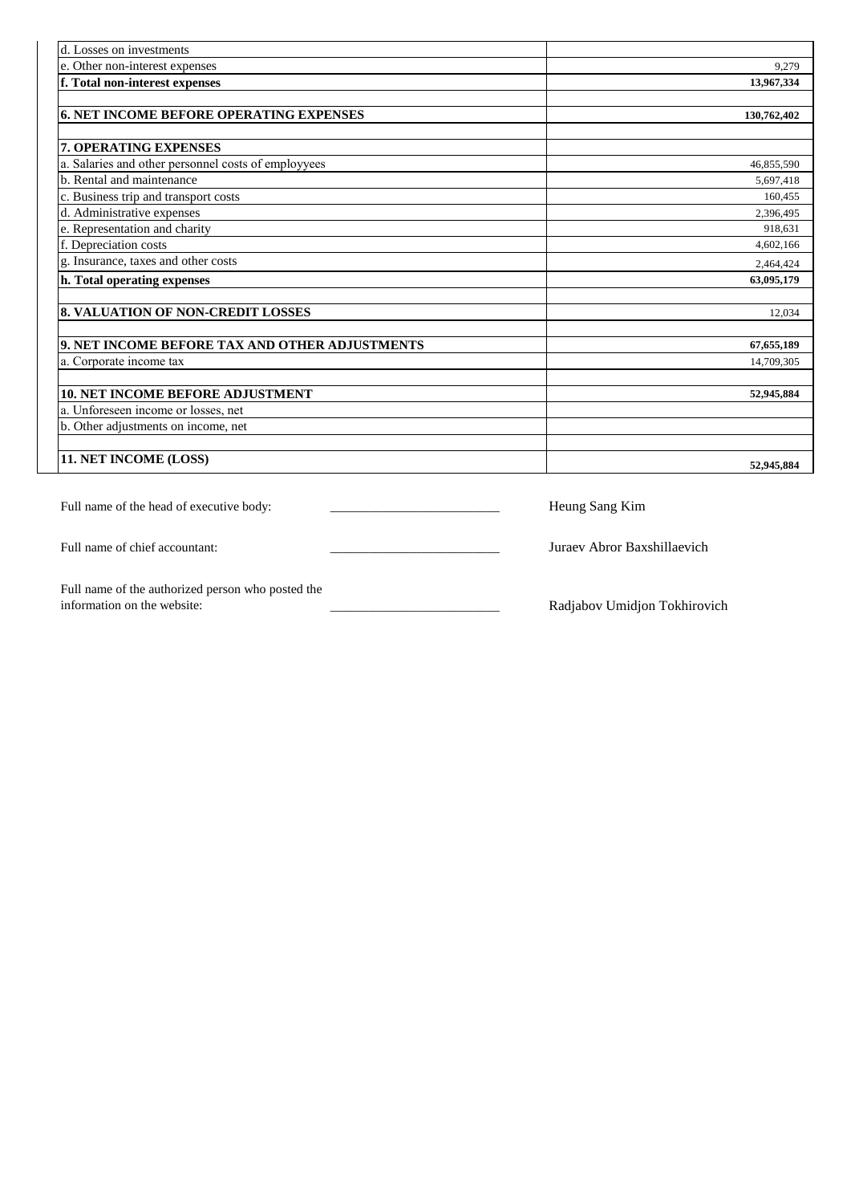| | |
|---|---|
| d. Losses on investments | |
| e. Other non-interest expenses | 9,279 |
| **f. Total non-interest expenses** | **13,967,334** |
| | |
| **6. NET INCOME BEFORE OPERATING EXPENSES** | **130,762,402** |
| | |
| **7. OPERATING EXPENSES** | |
| a. Salaries and other personnel costs of employyees | 46,855,590 |
| b. Rental and maintenance | 5,697,418 |
| c. Business trip and transport costs | 160,455 |
| d. Administrative expenses | 2,396,495 |
| e. Representation and charity | 918,631 |
| f. Depreciation costs | 4,602,166 |
| g. Insurance, taxes and other costs | 2,464,424 |
| **h. Total operating expenses** | **63,095,179** |
| | |
| **8. VALUATION OF NON-CREDIT LOSSES** | 12,034 |
| | |
| **9. NET INCOME BEFORE TAX AND OTHER ADJUSTMENTS** | **67,655,189** |
| a. Corporate income tax | 14,709,305 |
| | |
| **10. NET INCOME BEFORE ADJUSTMENT** | **52,945,884** |
| a. Unforeseen income or losses, net | |
| b. Other adjustments on income, net | |
| | |
| **11. NET INCOME (LOSS)** | **52,945,884** |

Full name of the head of executive body: ________________________ Heung Sang Kim

Full name of chief accountant: ________________________ Juraev Abror Baxshillaevich

Full name of the authorized person who posted the information on the website: ________________________ Radjabov Umidjon Tokhirovich